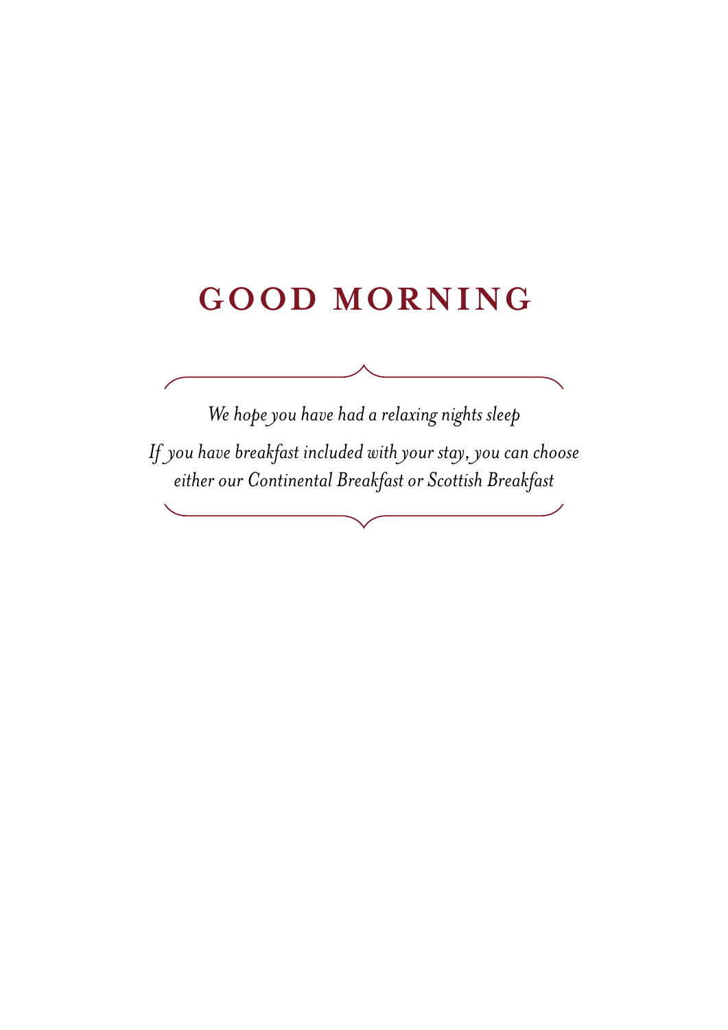# GOOD MORNING

*We hope you have had a relaxing nights sleep*

*If you have breakfast included with your stay, you can choose either our Continental Breakfast or Scottish Breakfast*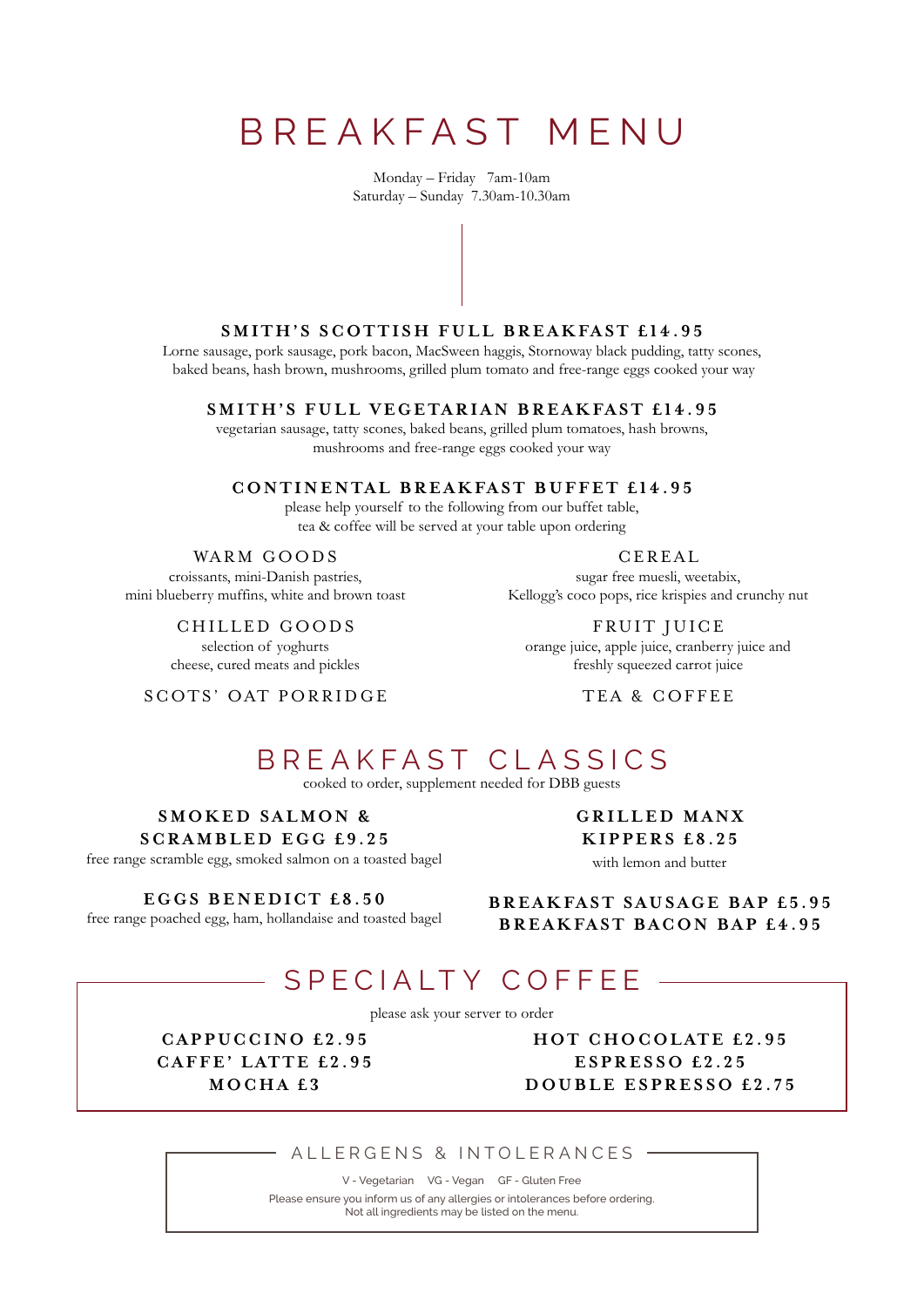# BREAKFAST MENU

Monday – Friday 7am-10am
Saturday – Sunday 7.30am-10.30am

### SMITH'S SCOTTISH FULL BREAKFAST £14.95

Lorne sausage, pork sausage, pork bacon, MacSween haggis, Stornoway black pudding, tatty scones, baked beans, hash brown, mushrooms, grilled plum tomato and free-range eggs cooked your way

### SMITH'S FULL VEGETARIAN BREAKFAST £14.95

vegetarian sausage, tatty scones, baked beans, grilled plum tomatoes, hash browns, mushrooms and free-range eggs cooked your way

### CONTINENTAL BREAKFAST BUFFET £14.95

please help yourself to the following from our buffet table,
tea & coffee will be served at your table upon ordering

**WARM GOODS**
croissants, mini-Danish pastries,
mini blueberry muffins, white and brown toast

**CHILLED GOODS**
selection of yoghurts
cheese, cured meats and pickles

**SCOTS' OAT PORRIDGE**

**CEREAL**
sugar free muesli, weetabix,
Kellogg's coco pops, rice krispies and crunchy nut

**FRUIT JUICE**
orange juice, apple juice, cranberry juice and
freshly squeezed carrot juice

**TEA & COFFEE**

## BREAKFAST CLASSICS

cooked to order, supplement needed for DBB guests

### SMOKED SALMON & SCRAMBLED EGG £9.25

free range scramble egg, smoked salmon on a toasted bagel

### EGGS BENEDICT £8.50

free range poached egg, ham, hollandaise and toasted bagel

### GRILLED MANX KIPPERS £8.25

with lemon and butter

### BREAKFAST SAUSAGE BAP £5.95

### BREAKFAST BACON BAP £4.95

## SPECIALTY COFFEE

please ask your server to order

**CAPPUCCINO £2.95**
**CAFFE' LATTE £2.95**
**MOCHA £3**

**HOT CHOCOLATE £2.95**
**ESPRESSO £2.25**
**DOUBLE ESPRESSO £2.75**

## ALLERGENS & INTOLERANCES

V - Vegetarian VG - Vegan GF - Gluten Free

Please ensure you inform us of any allergies or intolerances before ordering.
Not all ingredients may be listed on the menu.